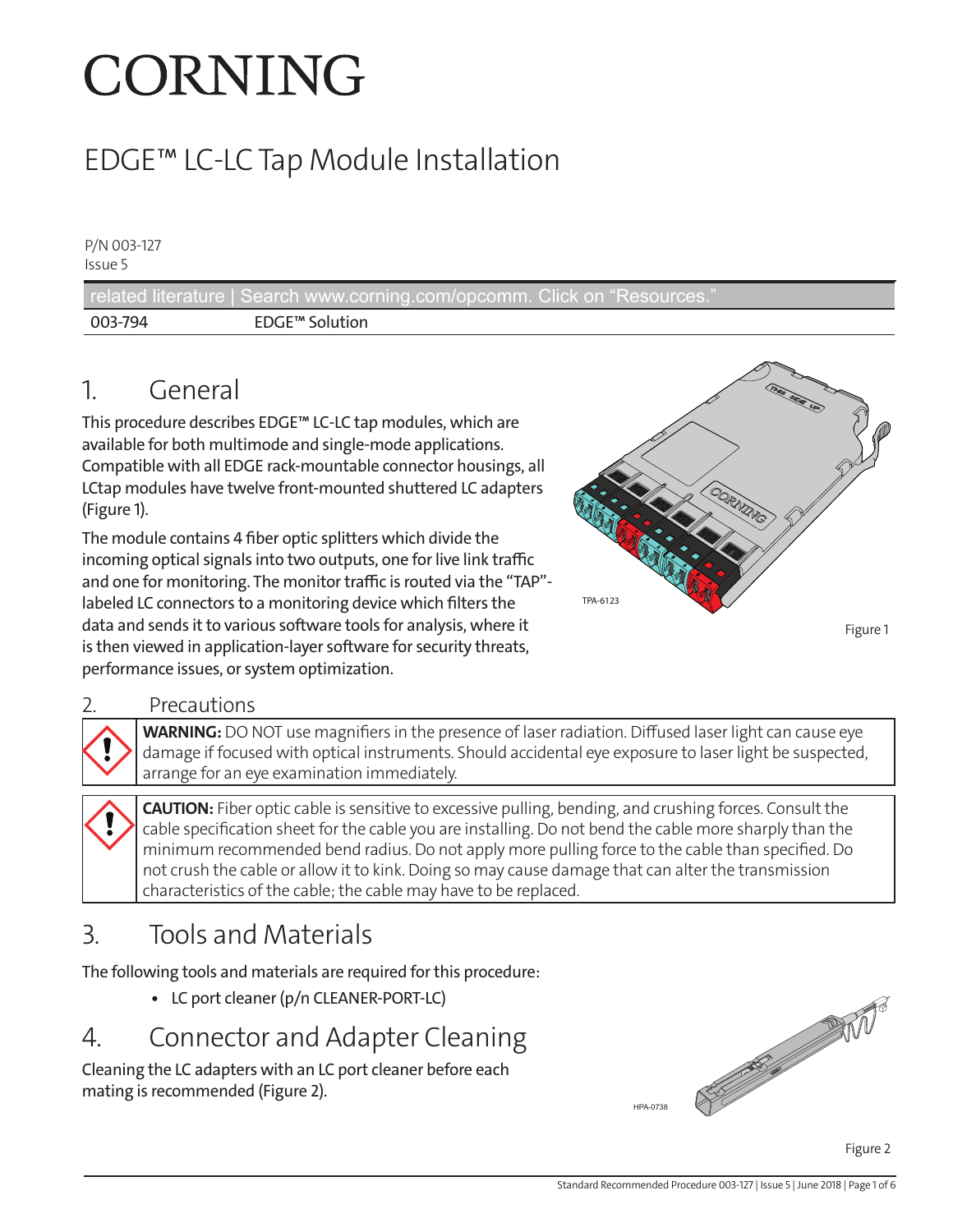# CORNING

# EDGE™ LC-LC Tap Module Installation

P/N 003-127
Issue 5

| related literature \| Search www.corning.com/opcomm. Click on "Resources." | |
|---|---|
| 003-794 | EDGE™ Solution |

## 1. General

This procedure describes EDGE™ LC-LC tap modules, which are available for both multimode and single-mode applications. Compatible with all EDGE rack-mountable connector housings, all LCtap modules have twelve front-mounted shuttered LC adapters (Figure 1).

The module contains 4 fiber optic splitters which divide the incoming optical signals into two outputs, one for live link traffic and one for monitoring. The monitor traffic is routed via the "TAP"-labeled LC connectors to a monitoring device which filters the data and sends it to various software tools for analysis, where it is then viewed in application-layer software for security threats, performance issues, or system optimization.

TPA-6123

Figure 1

## 2. Precautions

**WARNING:** DO NOT use magnifiers in the presence of laser radiation. Diffused laser light can cause eye damage if focused with optical instruments. Should accidental eye exposure to laser light be suspected, arrange for an eye examination immediately.

**CAUTION:** Fiber optic cable is sensitive to excessive pulling, bending, and crushing forces. Consult the cable specification sheet for the cable you are installing. Do not bend the cable more sharply than the minimum recommended bend radius. Do not apply more pulling force to the cable than specified. Do not crush the cable or allow it to kink. Doing so may cause damage that can alter the transmission characteristics of the cable; the cable may have to be replaced.

## 3. Tools and Materials

The following tools and materials are required for this procedure:

- LC port cleaner (p/n CLEANER-PORT-LC)

## 4. Connector and Adapter Cleaning

Cleaning the LC adapters with an LC port cleaner before each mating is recommended (Figure 2).

HPA-0738

Figure 2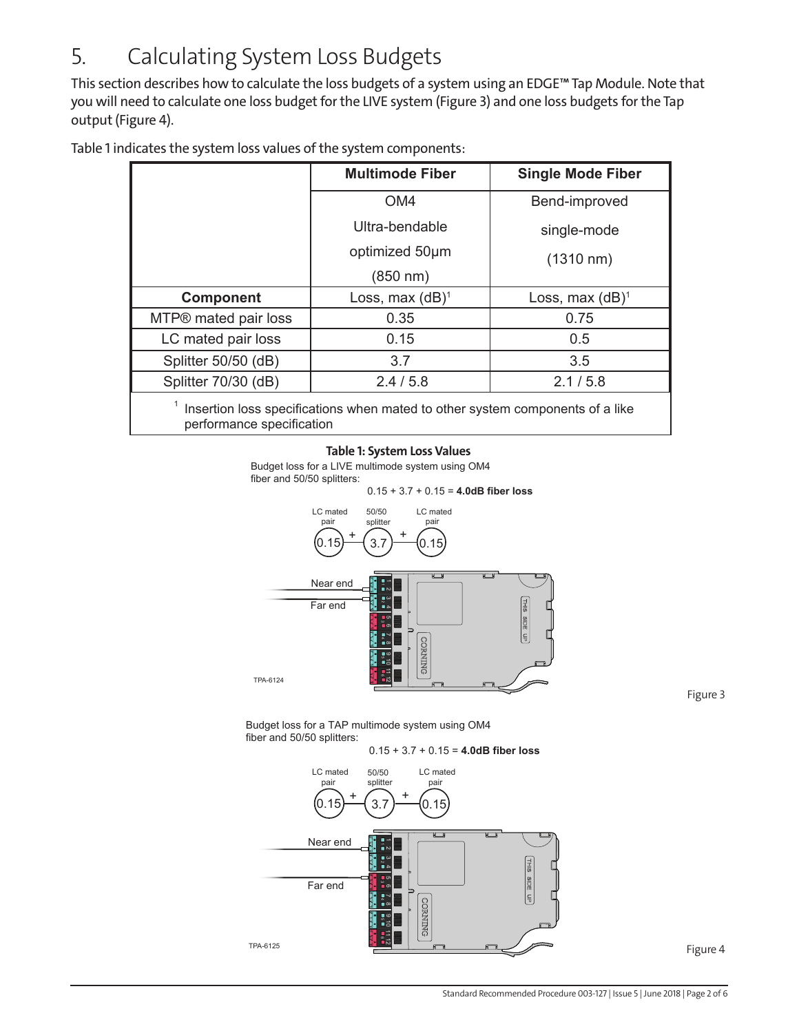# 5. Calculating System Loss Budgets

This section describes how to calculate the loss budgets of a system using an EDGE™ Tap Module. Note that you will need to calculate one loss budget for the LIVE system (Figure 3) and one loss budgets for the Tap output (Figure 4).

Table 1 indicates the system loss values of the system components:

| | Multimode Fiber | Single Mode Fiber |
|---|---|---|
| | OM4 Ultra-bendable optimized 50µm (850 nm) | Bend-improved single-mode (1310 nm) |
| **Component** | Loss, max (dB)[1] | Loss, max (dB)[1] |
| MTP® mated pair loss | 0.35 | 0.75 |
| LC mated pair loss | 0.15 | 0.5 |
| Splitter 50/50 (dB) | 3.7 | 3.5 |
| Splitter 70/30 (dB) | 2.4 / 5.8 | 2.1 / 5.8 |

[1] Insertion loss specifications when mated to other system components of a like performance specification

**Table 1: System Loss Values**

Budget loss for a LIVE multimode system using OM4 fiber and 50/50 splitters:

0.15 + 3.7 + 0.15 = **4.0dB fiber loss**

LC mated pair (0.15) + 50/50 splitter (3.7) + LC mated pair (0.15)

Near end

Far end

TPA-6124

Figure 3

Budget loss for a TAP multimode system using OM4 fiber and 50/50 splitters:

0.15 + 3.7 + 0.15 = **4.0dB fiber loss**

LC mated pair (0.15) + 50/50 splitter (3.7) + LC mated pair (0.15)

Near end

Far end

TPA-6125

Figure 4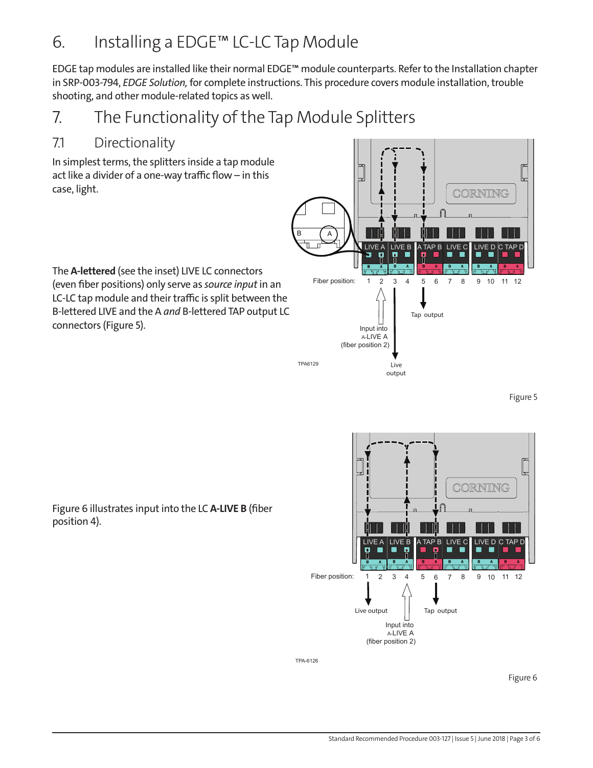# 6. Installing a EDGE™ LC-LC Tap Module

EDGE tap modules are installed like their normal EDGE™ module counterparts. Refer to the Installation chapter in SRP-003-794, *EDGE Solution,* for complete instructions. This procedure covers module installation, trouble shooting, and other module-related topics as well.

# 7. The Functionality of the Tap Module Splitters

## 7.1 Directionality

In simplest terms, the splitters inside a tap module act like a divider of a one-way traffic flow – in this case, light.

The **A-lettered** (see the inset) LIVE LC connectors (even fiber positions) only serve as *source input* in an LC-LC tap module and their traffic is split between the B-lettered LIVE and the A *and* B-lettered TAP output LC connectors (Figure 5).

Figure 5

Figure 6 illustrates input into the LC **A-LIVE B** (fiber position 4).

Figure 6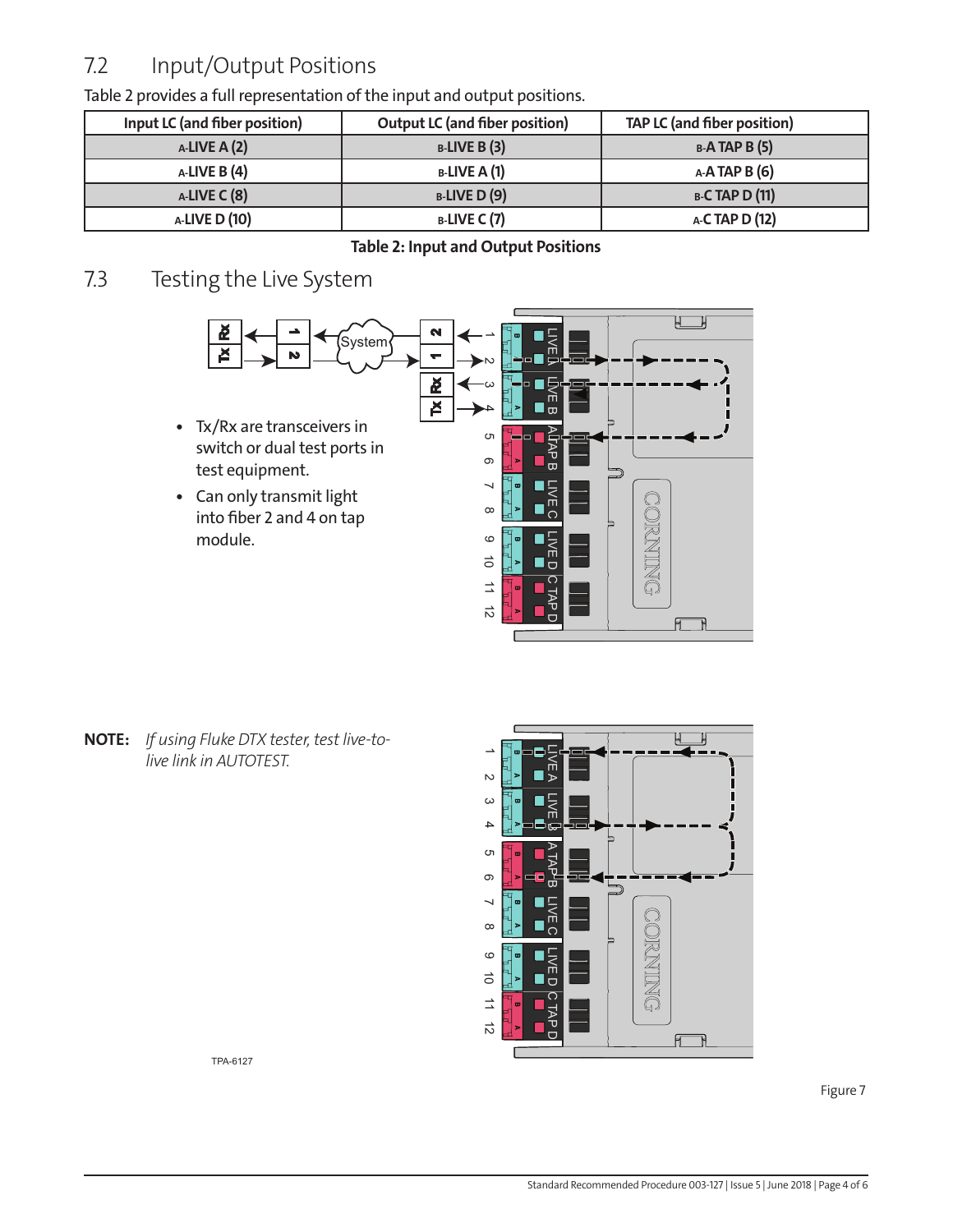## 7.2 Input/Output Positions

Table 2 provides a full representation of the input and output positions.

| Input LC (and fiber position) | Output LC (and fiber position) | TAP LC (and fiber position) |
|---|---|---|
| A-LIVE A (2) | B-LIVE B (3) | B-A TAP B (5) |
| A-LIVE B (4) | B-LIVE A (1) | A-A TAP B (6) |
| A-LIVE C (8) | B-LIVE D (9) | B-C TAP D (11) |
| A-LIVE D (10) | B-LIVE C (7) | A-C TAP D (12) |

**Table 2: Input and Output Positions**

## 7.3 Testing the Live System

- Tx/Rx are transceivers in switch or dual test ports in test equipment.
- Can only transmit light into fiber 2 and 4 on tap module.

**NOTE:** *If using Fluke DTX tester, test live-to-live link in AUTOTEST.*

TPA-6127

Figure 7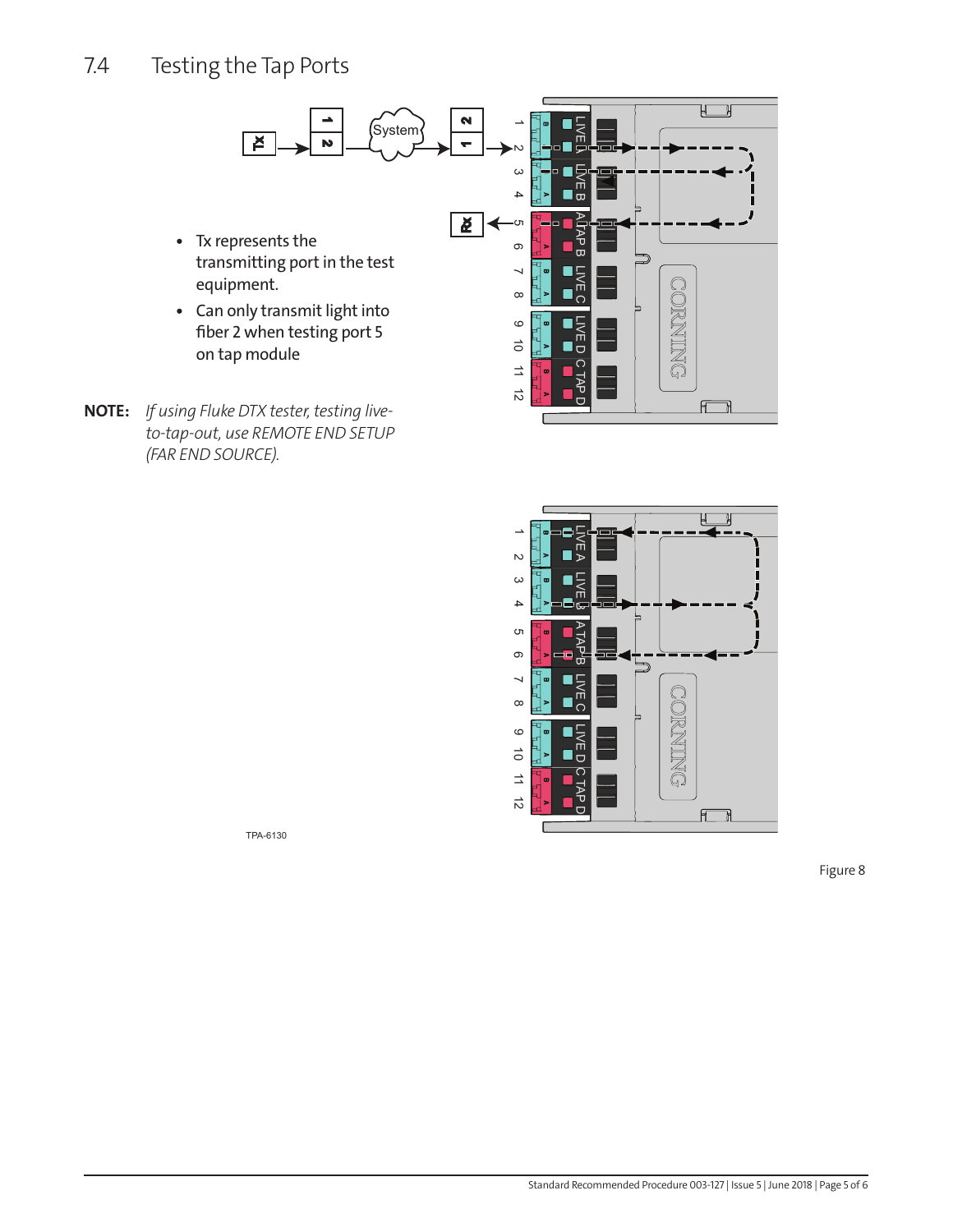## 7.4 Testing the Tap Ports

- Tx represents the transmitting port in the test equipment.
- Can only transmit light into fiber 2 when testing port 5 on tap module

**NOTE:** *If using Fluke DTX tester, testing live-to-tap-out, use REMOTE END SETUP (FAR END SOURCE).*

TPA-6130

Figure 8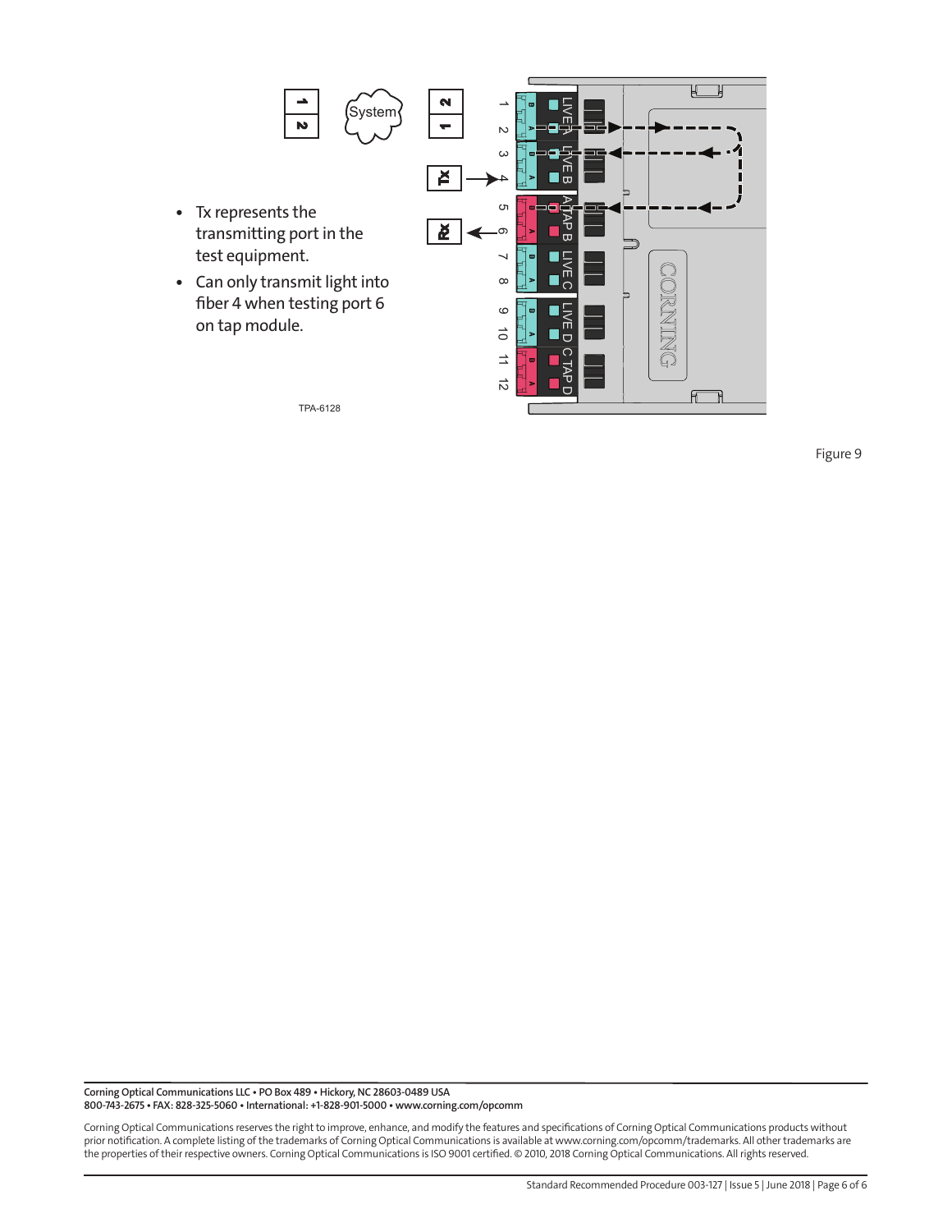- Tx represents the transmitting port in the test equipment.
- Can only transmit light into fiber 4 when testing port 6 on tap module.

TPA-6128

Figure 9

**Corning Optical Communications LLC • PO Box 489 • Hickory, NC 28603-0489 USA**
**800-743-2675 • FAX: 828-325-5060 • International: +1-828-901-5000 • www.corning.com/opcomm**

Corning Optical Communications reserves the right to improve, enhance, and modify the features and specifications of Corning Optical Communications products without prior notification. A complete listing of the trademarks of Corning Optical Communications is available at www.corning.com/opcomm/trademarks. All other trademarks are the properties of their respective owners. Corning Optical Communications is ISO 9001 certified. © 2010, 2018 Corning Optical Communications. All rights reserved.